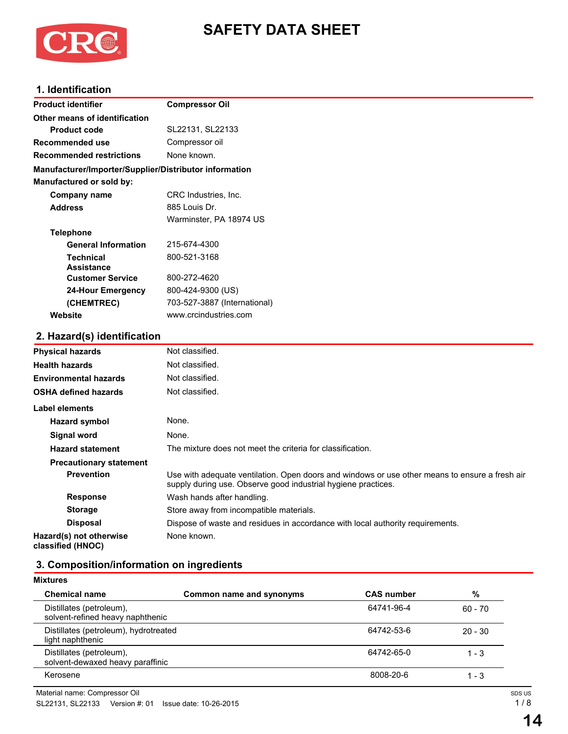# SAFETY DATA SHEET

## 1. Identification

| | |
|---|---|
| **Product identifier** | **Compressor Oil** |
| **Other means of identification** | |
| **Product code** | SL22131, SL22133 |
| **Recommended use** | Compressor oil |
| **Recommended restrictions** | None known. |

**Manufacturer/Importer/Supplier/Distributor information**

**Manufactured or sold by:**

| | |
|---|---|
| **Company name** | CRC Industries, Inc. |
| **Address** | 885 Louis Dr.<br>Warminster, PA 18974 US |
| **Telephone** | |
| **General Information** | 215-674-4300 |
| **Technical Assistance** | 800-521-3168 |
| **Customer Service** | 800-272-4620 |
| **24-Hour Emergency (CHEMTREC)** | 800-424-9300 (US)<br>703-527-3887 (International) |
| **Website** | www.crcindustries.com |

## 2. Hazard(s) identification

| | |
|---|---|
| **Physical hazards** | Not classified. |
| **Health hazards** | Not classified. |
| **Environmental hazards** | Not classified. |
| **OSHA defined hazards** | Not classified. |

**Label elements**

| | |
|---|---|
| **Hazard symbol** | None. |
| **Signal word** | None. |
| **Hazard statement** | The mixture does not meet the criteria for classification. |
| **Precautionary statement** | |
| **Prevention** | Use with adequate ventilation. Open doors and windows or use other means to ensure a fresh air supply during use. Observe good industrial hygiene practices. |
| **Response** | Wash hands after handling. |
| **Storage** | Store away from incompatible materials. |
| **Disposal** | Dispose of waste and residues in accordance with local authority requirements. |
| **Hazard(s) not otherwise classified (HNOC)** | None known. |

## 3. Composition/information on ingredients

**Mixtures**

| Chemical name | Common name and synonyms | CAS number | % |
|---|---|---|---|
| Distillates (petroleum), solvent-refined heavy naphthenic | | 64741-96-4 | 60 - 70 |
| Distillates (petroleum), hydrotreated light naphthenic | | 64742-53-6 | 20 - 30 |
| Distillates (petroleum), solvent-dewaxed heavy paraffinic | | 64742-65-0 | 1 - 3 |
| Kerosene | | 8008-20-6 | 1 - 3 |

Material name: Compressor Oil

SL22131, SL22133 Version #: 01 Issue date: 10-26-2015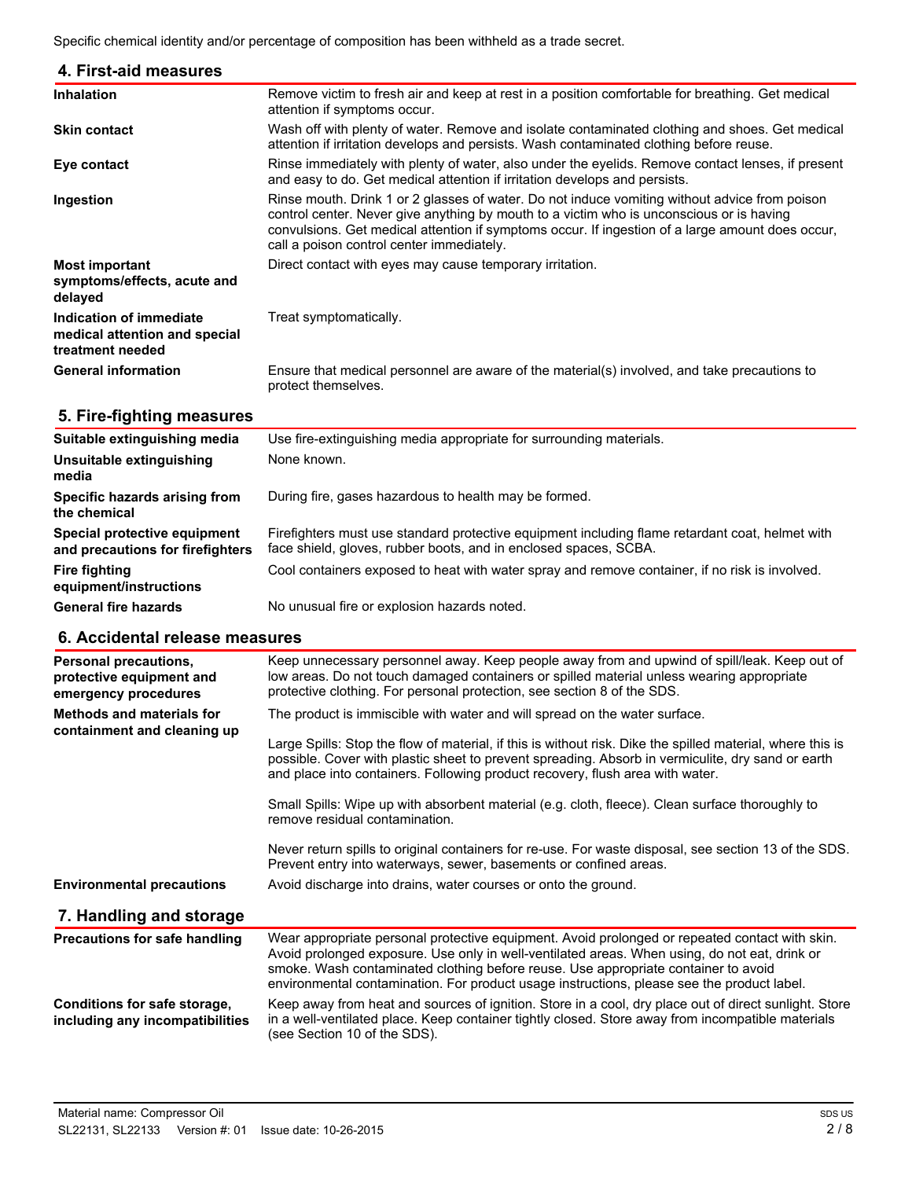Specific chemical identity and/or percentage of composition has been withheld as a trade secret.

## 4. First-aid measures

| | |
|---|---|
| **Inhalation** | Remove victim to fresh air and keep at rest in a position comfortable for breathing. Get medical attention if symptoms occur. |
| **Skin contact** | Wash off with plenty of water. Remove and isolate contaminated clothing and shoes. Get medical attention if irritation develops and persists. Wash contaminated clothing before reuse. |
| **Eye contact** | Rinse immediately with plenty of water, also under the eyelids. Remove contact lenses, if present and easy to do. Get medical attention if irritation develops and persists. |
| **Ingestion** | Rinse mouth. Drink 1 or 2 glasses of water. Do not induce vomiting without advice from poison control center. Never give anything by mouth to a victim who is unconscious or is having convulsions. Get medical attention if symptoms occur. If ingestion of a large amount does occur, call a poison control center immediately. |
| **Most important symptoms/effects, acute and delayed** | Direct contact with eyes may cause temporary irritation. |
| **Indication of immediate medical attention and special treatment needed** | Treat symptomatically. |
| **General information** | Ensure that medical personnel are aware of the material(s) involved, and take precautions to protect themselves. |

## 5. Fire-fighting measures

| | |
|---|---|
| **Suitable extinguishing media** | Use fire-extinguishing media appropriate for surrounding materials. |
| **Unsuitable extinguishing media** | None known. |
| **Specific hazards arising from the chemical** | During fire, gases hazardous to health may be formed. |
| **Special protective equipment and precautions for firefighters** | Firefighters must use standard protective equipment including flame retardant coat, helmet with face shield, gloves, rubber boots, and in enclosed spaces, SCBA. |
| **Fire fighting equipment/instructions** | Cool containers exposed to heat with water spray and remove container, if no risk is involved. |
| **General fire hazards** | No unusual fire or explosion hazards noted. |

## 6. Accidental release measures

**Personal precautions, protective equipment and emergency procedures**

Keep unnecessary personnel away. Keep people away from and upwind of spill/leak. Keep out of low areas. Do not touch damaged containers or spilled material unless wearing appropriate protective clothing. For personal protection, see section 8 of the SDS.

**Methods and materials for containment and cleaning up**

The product is immiscible with water and will spread on the water surface.

Large Spills: Stop the flow of material, if this is without risk. Dike the spilled material, where this is possible. Cover with plastic sheet to prevent spreading. Absorb in vermiculite, dry sand or earth and place into containers. Following product recovery, flush area with water.

Small Spills: Wipe up with absorbent material (e.g. cloth, fleece). Clean surface thoroughly to remove residual contamination.

Never return spills to original containers for re-use. For waste disposal, see section 13 of the SDS. Prevent entry into waterways, sewer, basements or confined areas.

**Environmental precautions**

Avoid discharge into drains, water courses or onto the ground.

## 7. Handling and storage

| | |
|---|---|
| **Precautions for safe handling** | Wear appropriate personal protective equipment. Avoid prolonged or repeated contact with skin. Avoid prolonged exposure. Use only in well-ventilated areas. When using, do not eat, drink or smoke. Wash contaminated clothing before reuse. Use appropriate container to avoid environmental contamination. For product usage instructions, please see the product label. |
| **Conditions for safe storage, including any incompatibilities** | Keep away from heat and sources of ignition. Store in a cool, dry place out of direct sunlight. Store in a well-ventilated place. Keep container tightly closed. Store away from incompatible materials (see Section 10 of the SDS). |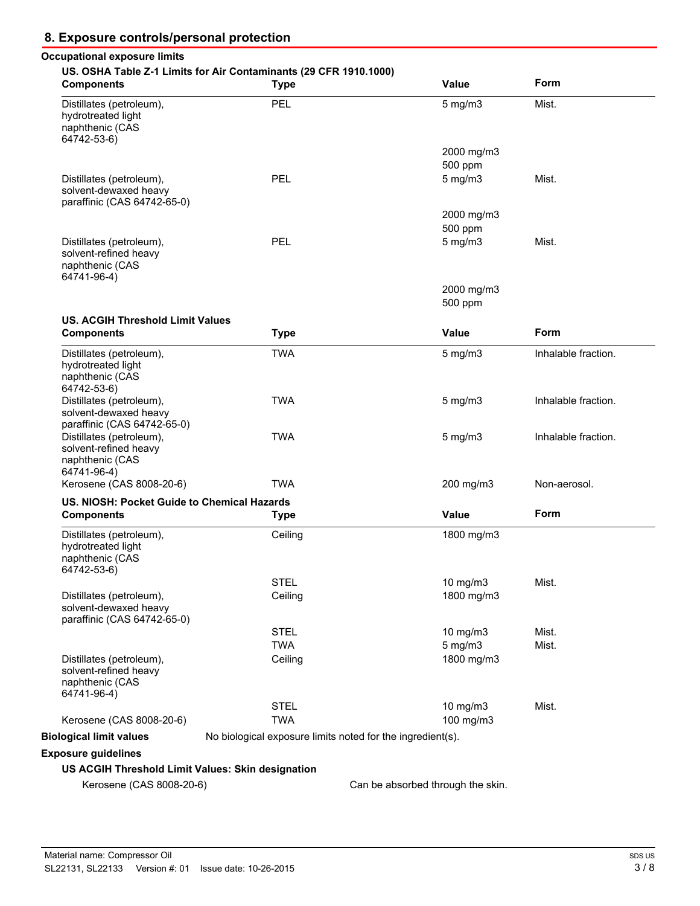## 8. Exposure controls/personal protection

### Occupational exposure limits

**US. OSHA Table Z-1 Limits for Air Contaminants (29 CFR 1910.1000)**

| Components | Type | Value | Form |
|---|---|---|---|
| Distillates (petroleum), hydrotreated light naphthenic (CAS 64742-53-6) | PEL | 5 mg/m3 | Mist. |
| | | 2000 mg/m3 | |
| | | 500 ppm | |
| Distillates (petroleum), solvent-dewaxed heavy paraffinic (CAS 64742-65-0) | PEL | 5 mg/m3 | Mist. |
| | | 2000 mg/m3 | |
| | | 500 ppm | |
| Distillates (petroleum), solvent-refined heavy naphthenic (CAS 64741-96-4) | PEL | 5 mg/m3 | Mist. |
| | | 2000 mg/m3 | |
| | | 500 ppm | |

**US. ACGIH Threshold Limit Values**

| Components | Type | Value | Form |
|---|---|---|---|
| Distillates (petroleum), hydrotreated light naphthenic (CAS 64742-53-6) | TWA | 5 mg/m3 | Inhalable fraction. |
| Distillates (petroleum), solvent-dewaxed heavy paraffinic (CAS 64742-65-0) | TWA | 5 mg/m3 | Inhalable fraction. |
| Distillates (petroleum), solvent-refined heavy naphthenic (CAS 64741-96-4) | TWA | 5 mg/m3 | Inhalable fraction. |
| Kerosene (CAS 8008-20-6) | TWA | 200 mg/m3 | Non-aerosol. |

**US. NIOSH: Pocket Guide to Chemical Hazards**

| Components | Type | Value | Form |
|---|---|---|---|
| Distillates (petroleum), hydrotreated light naphthenic (CAS 64742-53-6) | Ceiling | 1800 mg/m3 | |
| | STEL | 10 mg/m3 | Mist. |
| Distillates (petroleum), solvent-dewaxed heavy paraffinic (CAS 64742-65-0) | Ceiling | 1800 mg/m3 | |
| | STEL | 10 mg/m3 | Mist. |
| | TWA | 5 mg/m3 | Mist. |
| Distillates (petroleum), solvent-refined heavy naphthenic (CAS 64741-96-4) | Ceiling | 1800 mg/m3 | |
| | STEL | 10 mg/m3 | Mist. |
| Kerosene (CAS 8008-20-6) | TWA | 100 mg/m3 | |

**Biological limit values** No biological exposure limits noted for the ingredient(s).

**Exposure guidelines**

**US ACGIH Threshold Limit Values: Skin designation**

Kerosene (CAS 8008-20-6) Can be absorbed through the skin.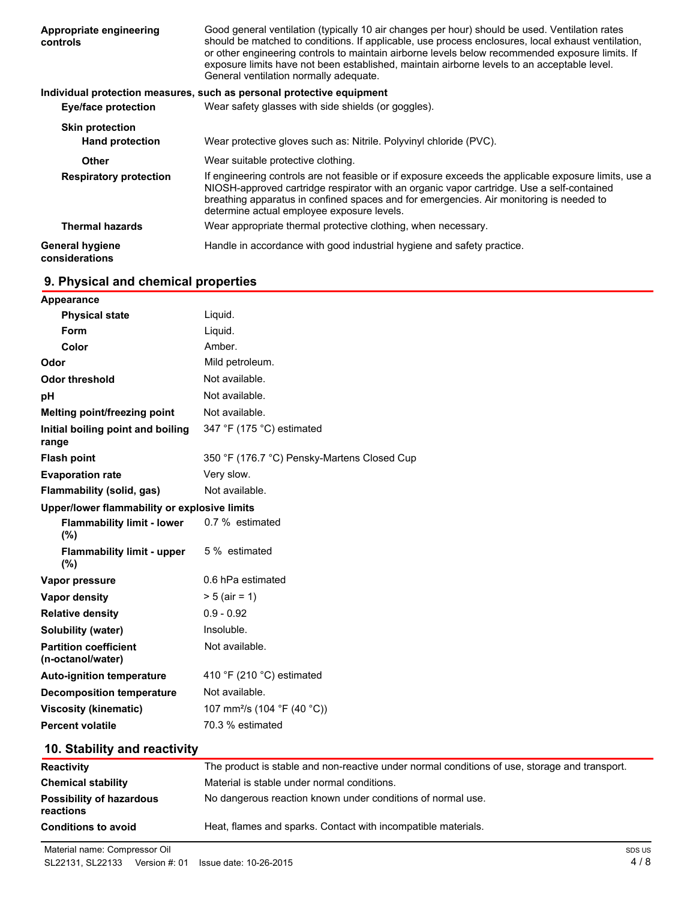| | |
|---|---|
| **Appropriate engineering controls** | Good general ventilation (typically 10 air changes per hour) should be used. Ventilation rates should be matched to conditions. If applicable, use process enclosures, local exhaust ventilation, or other engineering controls to maintain airborne levels below recommended exposure limits. If exposure limits have not been established, maintain airborne levels to an acceptable level. General ventilation normally adequate. |

**Individual protection measures, such as personal equipment**

| | |
|---|---|
| **Eye/face protection** | Wear safety glasses with side shields (or goggles). |
| **Skin protection** | |
| **Hand protection** | Wear protective gloves such as: Nitrile. Polyvinyl chloride (PVC). |
| **Other** | Wear suitable protective clothing. |
| **Respiratory protection** | If engineering controls are not feasible or if exposure exceeds the applicable exposure limits, use a NIOSH-approved cartridge respirator with an organic vapor cartridge. Use a self-contained breathing apparatus in confined spaces and for emergencies. Air monitoring is needed to determine actual employee exposure levels. |
| **Thermal hazards** | Wear appropriate thermal protective clothing, when necessary. |
| **General hygiene considerations** | Handle in accordance with good industrial hygiene and safety practice. |

## 9. Physical and chemical properties

| | |
|---|---|
| **Appearance** | |
| **Physical state** | Liquid. |
| **Form** | Liquid. |
| **Color** | Amber. |
| **Odor** | Mild petroleum. |
| **Odor threshold** | Not available. |
| **pH** | Not available. |
| **Melting point/freezing point** | Not available. |
| **Initial boiling point and boiling range** | 347 °F (175 °C) estimated |
| **Flash point** | 350 °F (176.7 °C) Pensky-Martens Closed Cup |
| **Evaporation rate** | Very slow. |
| **Flammability (solid, gas)** | Not available. |
| **Upper/lower flammability or explosive limits** | |
| **Flammability limit - lower (%)** | 0.7 % estimated |
| **Flammability limit - upper (%)** | 5 % estimated |
| **Vapor pressure** | 0.6 hPa estimated |
| **Vapor density** | > 5 (air = 1) |
| **Relative density** | 0.9 - 0.92 |
| **Solubility (water)** | Insoluble. |
| **Partition coefficient (n-octanol/water)** | Not available. |
| **Auto-ignition temperature** | 410 °F (210 °C) estimated |
| **Decomposition temperature** | Not available. |
| **Viscosity (kinematic)** | 107 $mm^2/s$ (104 °F (40 °C)) |
| **Percent volatile** | 70.3 % estimated |

## 10. Stability and reactivity

| | |
|---|---|
| **Reactivity** | The product is stable and non-reactive under normal conditions of use, storage and transport. |
| **Chemical stability** | Material is stable under normal conditions. |
| **Possibility of hazardous reactions** | No dangerous reaction known under conditions of normal use. |
| **Conditions to avoid** | Heat, flames and sparks. Contact with incompatible materials. |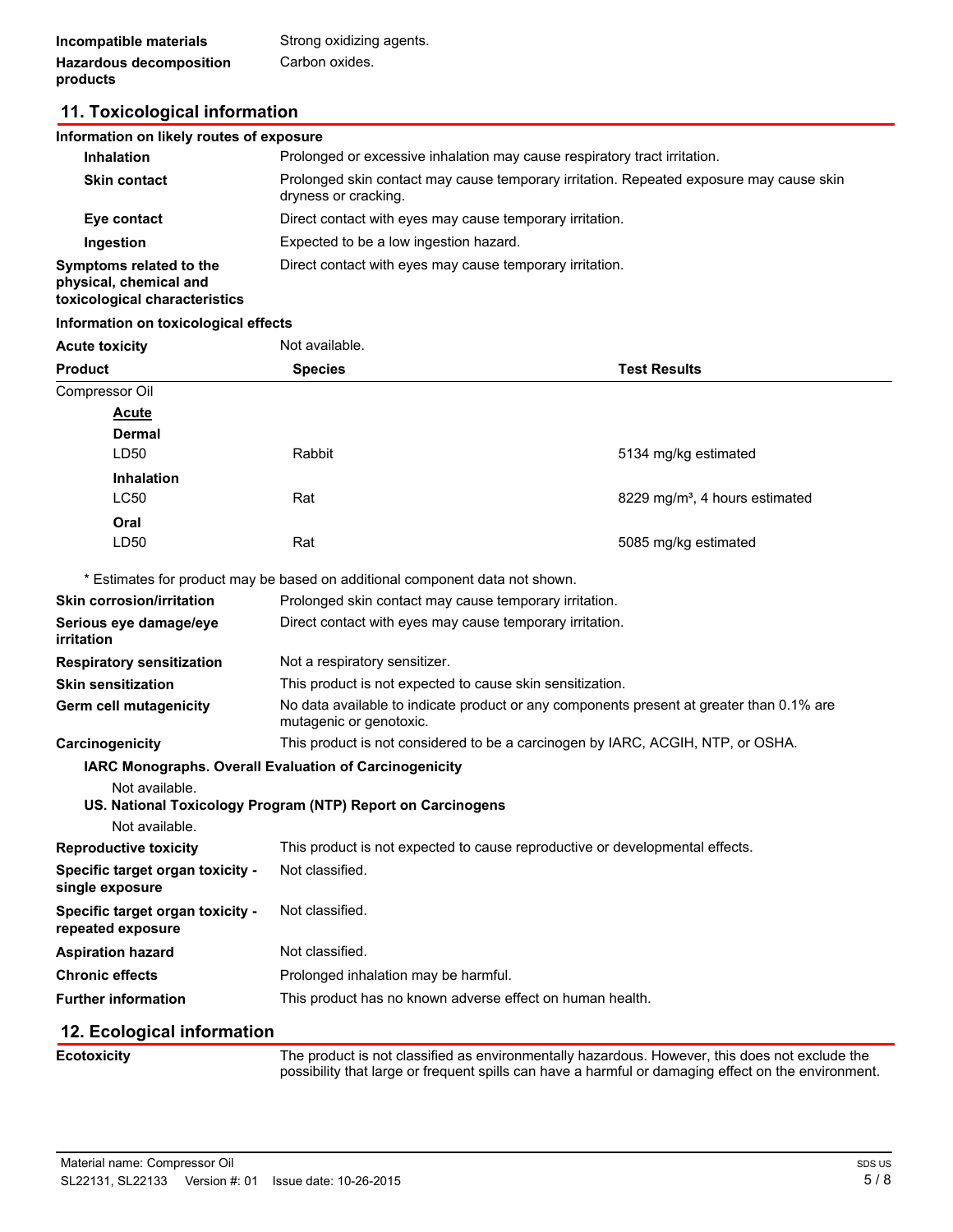| | |
|---|---|
| **Incompatible materials** | Strong oxidizing agents. |
| **Hazardous decomposition products** | Carbon oxides. |

## 11. Toxicological information

**Information on likely routes of exposure**

| | |
|---|---|
| **Inhalation** | Prolonged or excessive inhalation may cause respiratory tract irritation. |
| **Skin contact** | Prolonged skin contact may cause temporary irritation. Repeated exposure may cause skin dryness or cracking. |
| **Eye contact** | Direct contact with eyes may cause temporary irritation. |
| **Ingestion** | Expected to be a low ingestion hazard. |
| **Symptoms related to the physical, chemical and toxicological characteristics** | Direct contact with eyes may cause temporary irritation. |

**Information on toxicological effects**

**Acute toxicity** Not available.

| Product | Species | Test Results |
|---|---|---|
| Compressor Oil | | |
| **Acute** | | |
| **Dermal** | | |
| LD50 | Rabbit | 5134 mg/kg estimated |
| **Inhalation** | | |
| LC50 | Rat | 8229 mg/m³, 4 hours estimated |
| **Oral** | | |
| LD50 | Rat | 5085 mg/kg estimated |

\* Estimates for product may be based on additional component data not shown.

| | |
|---|---|
| **Skin corrosion/irritation** | Prolonged skin contact may cause temporary irritation. |
| **Serious eye damage/eye irritation** | Direct contact with eyes may cause temporary irritation. |
| **Respiratory sensitization** | Not a respiratory sensitizer. |
| **Skin sensitization** | This product is not expected to cause skin sensitization. |
| **Germ cell mutagenicity** | No data available to indicate product or any components present at greater than 0.1% are mutagenic or genotoxic. |
| **Carcinogenicity** | This product is not considered to be a carcinogen by IARC, ACGIH, NTP, or OSHA. |

**IARC Monographs. Overall Evaluation of Carcinogenicity**

Not available.

**US. National Toxicology Program (NTP) Report on Carcinogens**

Not available.

| | |
|---|---|
| **Reproductive toxicity** | This product is not expected to cause reproductive or developmental effects. |
| **Specific target organ toxicity - single exposure** | Not classified. |
| **Specific target organ toxicity - repeated exposure** | Not classified. |
| **Aspiration hazard** | Not classified. |
| **Chronic effects** | Prolonged inhalation may be harmful. |
| **Further information** | This product has no known adverse effect on human health. |

## 12. Ecological information

**Ecotoxicity** The product is not classified as environmentally hazardous. However, this does not exclude the possibility that large or frequent spills can have a harmful or damaging effect on the environment.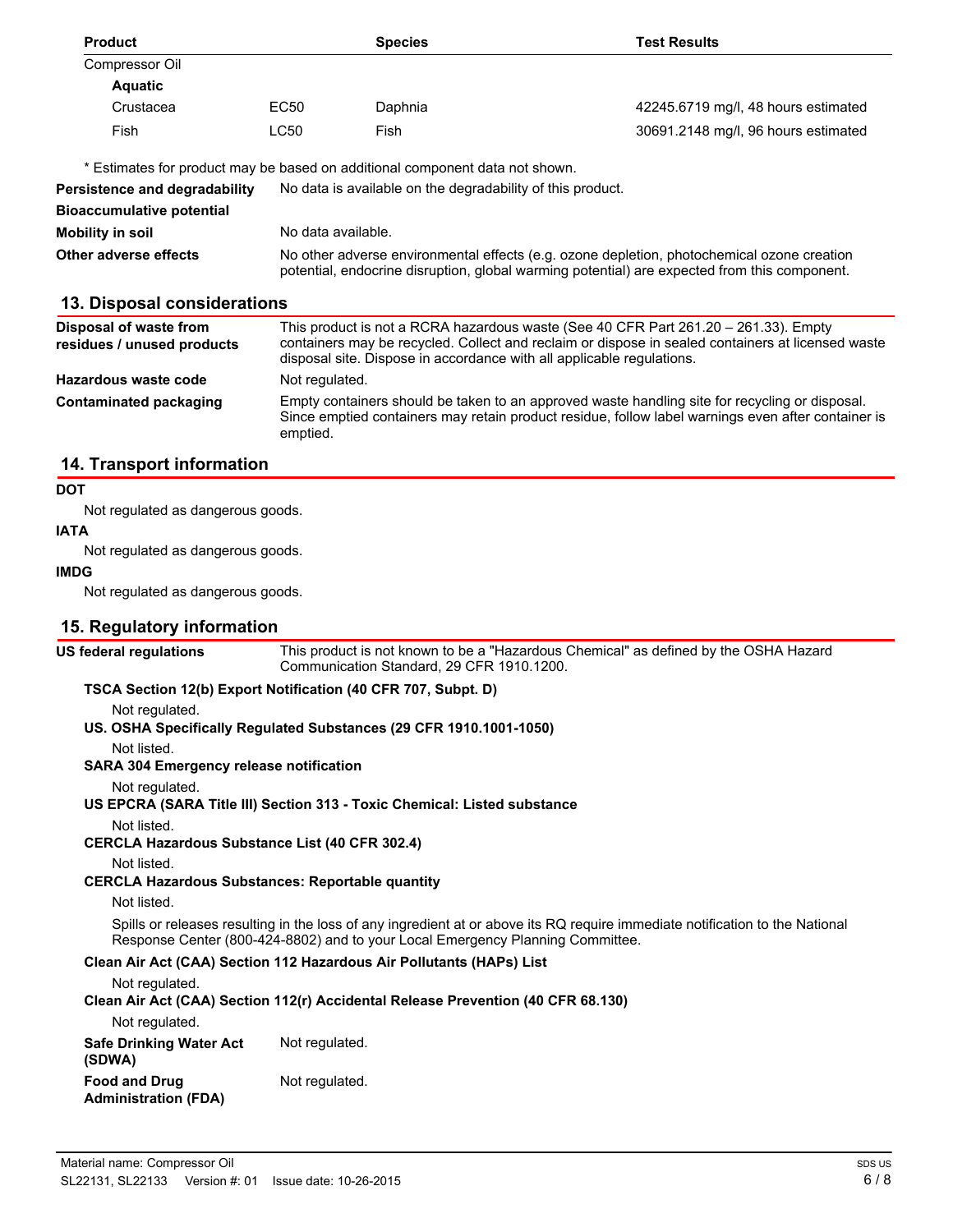| Product | | Species | Test Results |
|---|---|---|---|
| Compressor Oil | | | |
| **Aquatic** | | | |
| Crustacea | EC50 | Daphnia | 42245.6719 mg/l, 48 hours estimated |
| Fish | LC50 | Fish | 30691.2148 mg/l, 96 hours estimated |

\* Estimates for product may be based on additional component data not shown.

**Persistence and degradability** No data is available on the degradability of this product.

**Bioaccumulative potential**

**Mobility in soil** No data available.

**Other adverse effects** No other adverse environmental effects (e.g. ozone depletion, photochemical ozone creation potential, endocrine disruption, global warming potential) are expected from this component.

## 13. Disposal considerations

**Disposal of waste from residues / unused products** This product is not a RCRA hazardous waste (See 40 CFR Part 261.20 – 261.33). Empty containers may be recycled. Collect and reclaim or dispose in sealed containers at licensed waste disposal site. Dispose in accordance with all applicable regulations.

**Hazardous waste code** Not regulated.

**Contaminated packaging** Empty containers should be taken to an approved waste handling site for recycling or disposal. Since emptied containers may retain product residue, follow label warnings even after container is emptied.

## 14. Transport information

**DOT**

Not regulated as dangerous goods.

**IATA**

Not regulated as dangerous goods.

**IMDG**

Not regulated as dangerous goods.

## 15. Regulatory information

**US federal regulations** This product is not known to be a "Hazardous Chemical" as defined by the OSHA Hazard Communication Standard, 29 CFR 1910.1200.

**TSCA Section 12(b) Export Notification (40 CFR 707, Subpt. D)**

Not regulated.

**US. OSHA Specifically Regulated Substances (29 CFR 1910.1001-1050)**

Not listed.

**SARA 304 Emergency release notification**

Not regulated.

**US EPCRA (SARA Title III) Section 313 - Toxic Chemical: Listed substance**

Not listed.

**CERCLA Hazardous Substance List (40 CFR 302.4)**

Not listed.

**CERCLA Hazardous Substances: Reportable quantity**

Not listed.

Spills or releases resulting in the loss of any ingredient at or above its RQ require immediate notification to the National Response Center (800-424-8802) and to your Local Emergency Planning Committee.

**Clean Air Act (CAA) Section 112 Hazardous Air Pollutants (HAPs) List**

Not regulated.

**Clean Air Act (CAA) Section 112(r) Accidental Release Prevention (40 CFR 68.130)**

Not regulated.

**Safe Drinking Water Act (SDWA)** Not regulated.

**Food and Drug Administration (FDA)** Not regulated.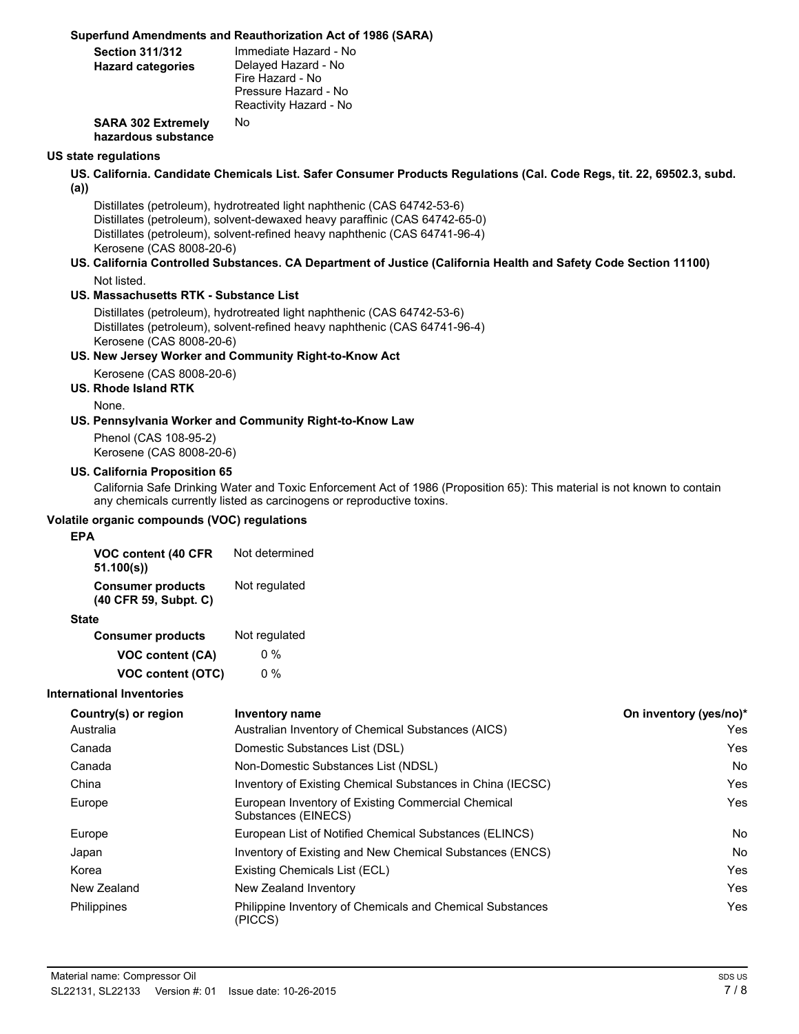### Superfund Amendments and Reauthorization Act of 1986 (SARA)

**Section 311/312 Hazard categories**
Immediate Hazard - No
Delayed Hazard - No
Fire Hazard - No
Pressure Hazard - No
Reactivity Hazard - No

**SARA 302 Extremely hazardous substance** No

## US state regulations

### US. California. Candidate Chemicals List. Safer Consumer Products Regulations (Cal. Code Regs, tit. 22, 69502.3, subd. (a))

Distillates (petroleum), hydrotreated light naphthenic (CAS 64742-53-6)
Distillates (petroleum), solvent-dewaxed heavy paraffinic (CAS 64742-65-0)
Distillates (petroleum), solvent-refined heavy naphthenic (CAS 64741-96-4)
Kerosene (CAS 8008-20-6)

### US. California Controlled Substances. CA Department of Justice (California Health and Safety Code Section 11100)

Not listed.

### US. Massachusetts RTK - Substance List

Distillates (petroleum), hydrotreated light naphthenic (CAS 64742-53-6)
Distillates (petroleum), solvent-refined heavy naphthenic (CAS 64741-96-4)
Kerosene (CAS 8008-20-6)

### US. New Jersey Worker and Community Right-to-Know Act

Kerosene (CAS 8008-20-6)

### US. Rhode Island RTK

None.

### US. Pennsylvania Worker and Community Right-to-Know Law

Phenol (CAS 108-95-2)
Kerosene (CAS 8008-20-6)

### US. California Proposition 65

California Safe Drinking Water and Toxic Enforcement Act of 1986 (Proposition 65): This material is not known to contain any chemicals currently listed as carcinogens or reproductive toxins.

## Volatile organic compounds (VOC) regulations

### EPA

**VOC content (40 CFR 51.100(s))** Not determined

**Consumer products (40 CFR 59, Subpt. C)** Not regulated

### State

**Consumer products** Not regulated

**VOC content (CA)** 0 %

**VOC content (OTC)** 0 %

## International Inventories

| Country(s) or region | Inventory name | On inventory (yes/no)* |
|---|---|---|
| Australia | Australian Inventory of Chemical Substances (AICS) | Yes |
| Canada | Domestic Substances List (DSL) | Yes |
| Canada | Non-Domestic Substances List (NDSL) | No |
| China | Inventory of Existing Chemical Substances in China (IECSC) | Yes |
| Europe | European Inventory of Existing Commercial Chemical Substances (EINECS) | Yes |
| Europe | European List of Notified Chemical Substances (ELINCS) | No |
| Japan | Inventory of Existing and New Chemical Substances (ENCS) | No |
| Korea | Existing Chemicals List (ECL) | Yes |
| New Zealand | New Zealand Inventory | Yes |
| Philippines | Philippine Inventory of Chemicals and Chemical Substances (PICCS) | Yes |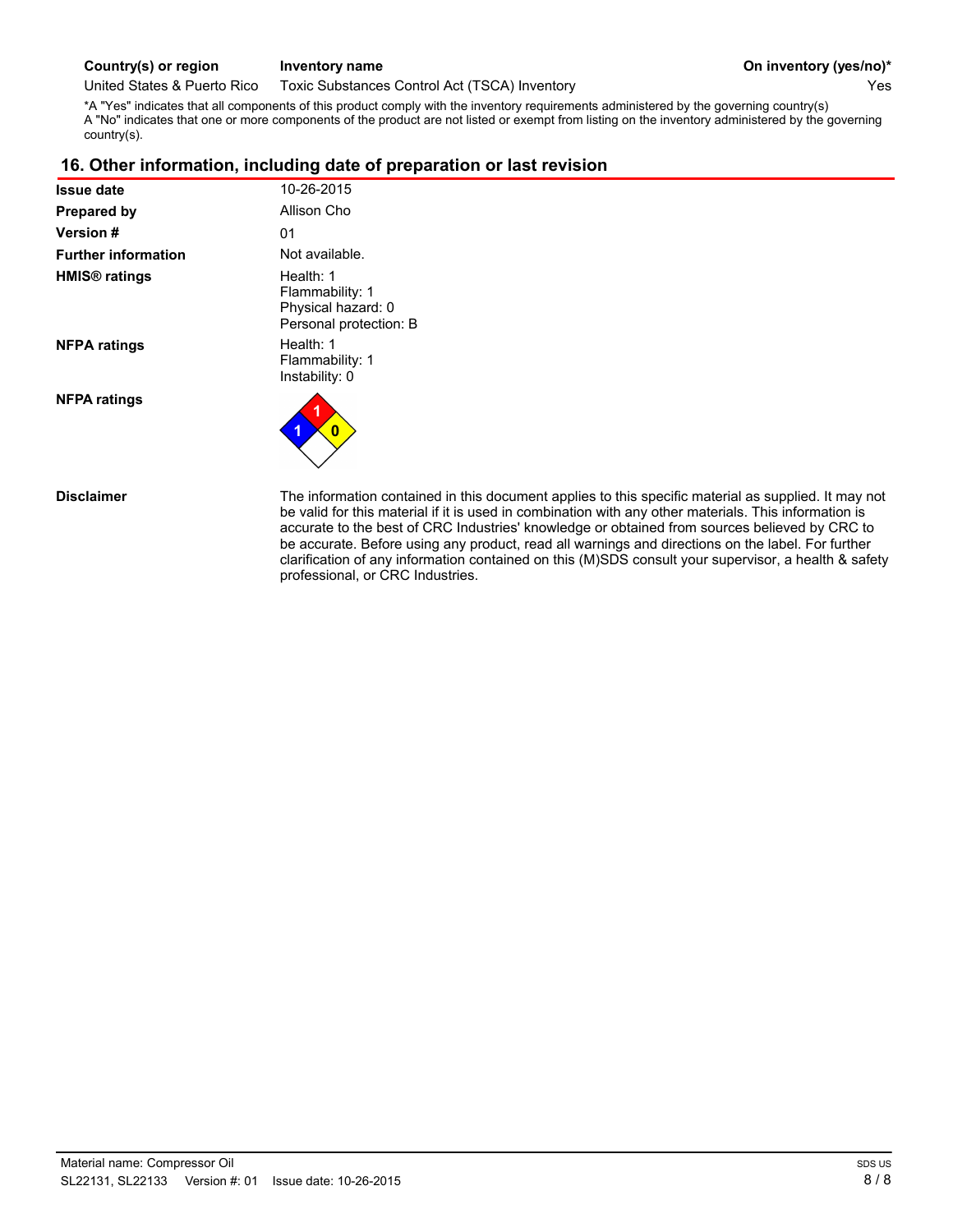| Country(s) or region | Inventory name | On inventory (yes/no)* |
|---|---|---|
| United States & Puerto Rico | Toxic Substances Control Act (TSCA) Inventory | Yes |

*A "Yes" indicates that all components of this product comply with the inventory requirements administered by the governing country(s)
A "No" indicates that one or more components of the product are not listed or exempt from listing on the inventory administered by the governing country(s).

## 16. Other information, including date of preparation or last revision

**Issue date** 10-26-2015

**Prepared by** Allison Cho

**Version #** 01

**Further information** Not available.

**HMIS® ratings**
Health: 1
Flammability: 1
Physical hazard: 0
Personal protection: B

**NFPA ratings**
Health: 1
Flammability: 1
Instability: 0

**NFPA ratings**

1
1
0

**Disclaimer** The information contained in this document applies to this specific material as supplied. It may not be valid for this material if it is used in combination with any other materials. This information is accurate to the best of CRC Industries' knowledge or obtained from sources believed by CRC to be accurate. Before using any product, read all warnings and directions on the label. For further clarification of any information contained on this (M)SDS consult your supervisor, a health & safety professional, or CRC Industries.